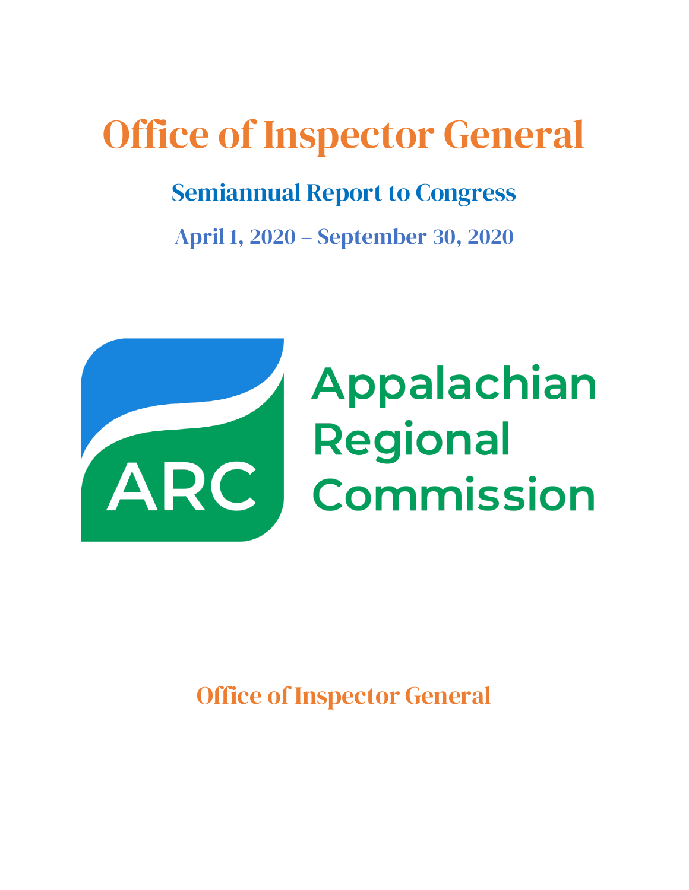# Office of Inspector General

## Semiannual Report to Congress

### April 1, 2020 – September 30, 2020

ARC

Appalachian Regional Commission

Office of Inspector General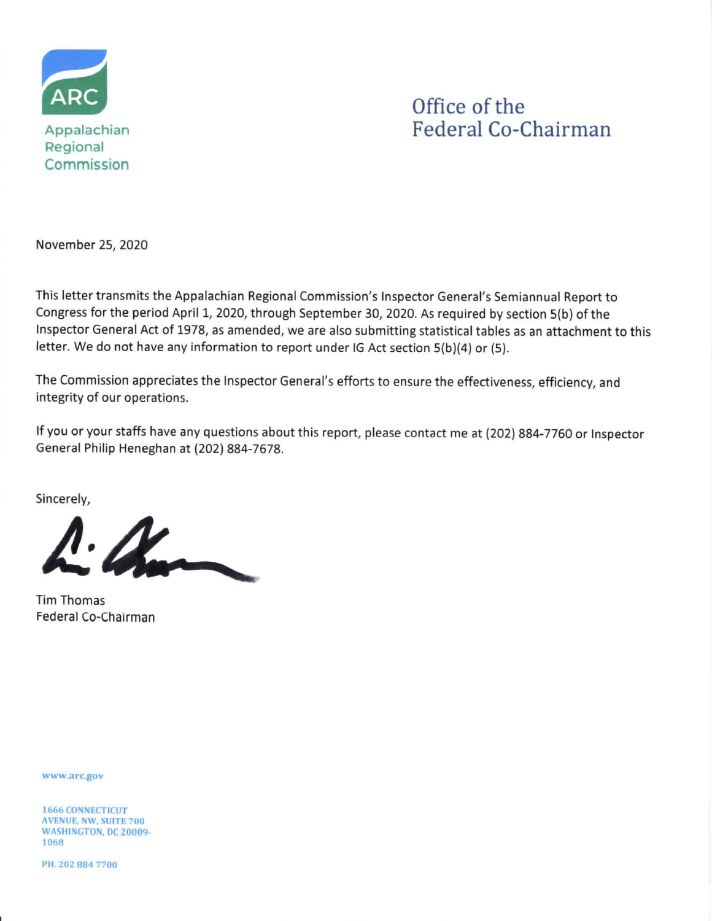ARC

Appalachian Regional Commission

# Office of the Federal Co-Chairman

November 25, 2020

This letter transmits the Appalachian Regional Commission's Inspector General's Semiannual Report to Congress for the period April 1, 2020, through September 30, 2020. As required by section 5(b) of the Inspector General Act of 1978, as amended, we are also submitting statistical tables as an attachment to this letter. We do not have any information to report under IG Act section 5(b)(4) or (5).

The Commission appreciates the Inspector General's efforts to ensure the effectiveness, efficiency, and integrity of our operations.

If you or your staffs have any questions about this report, please contact me at (202) 884-7760 or Inspector General Philip Heneghan at (202) 884-7678.

Sincerely,

Tim Thomas
Federal Co-Chairman

www.arc.gov

1666 CONNECTICUT AVENUE, NW, SUITE 700
WASHINGTON, DC 20009-1068

PH. 202 884 7700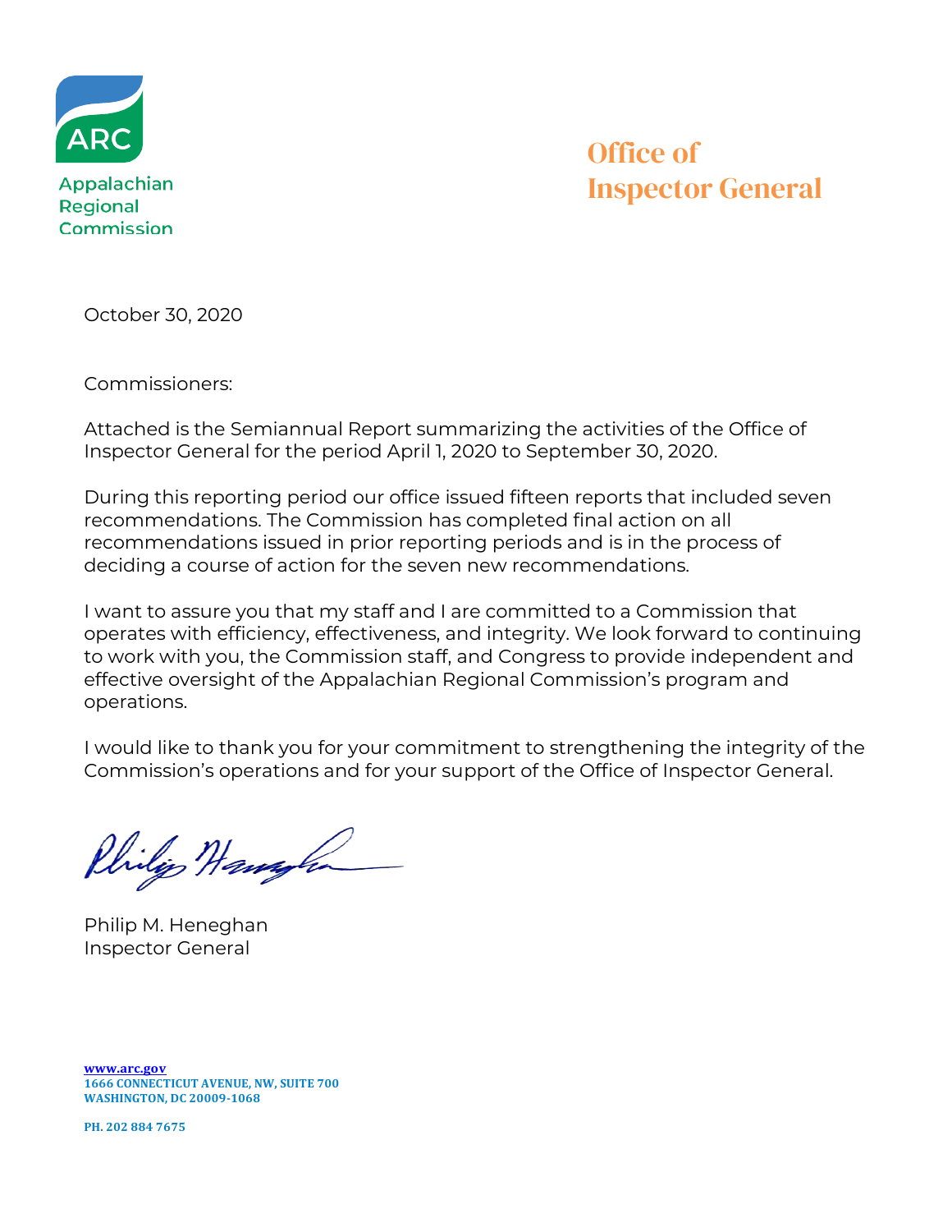Appalachian Regional Commission

# Office of Inspector General

October 30, 2020

Commissioners:

Attached is the Semiannual Report summarizing the activities of the Office of Inspector General for the period April 1, 2020 to September 30, 2020.

During this reporting period our office issued fifteen reports that included seven recommendations. The Commission has completed final action on all recommendations issued in prior reporting periods and is in the process of deciding a course of action for the seven new recommendations.

I want to assure you that my staff and I are committed to a Commission that operates with efficiency, effectiveness, and integrity. We look forward to continuing to work with you, the Commission staff, and Congress to provide independent and effective oversight of the Appalachian Regional Commission's program and operations.

I would like to thank you for your commitment to strengthening the integrity of the Commission's operations and for your support of the Office of Inspector General.

Philip M. Heneghan
Inspector General

**www.arc.gov**
**1666 CONNECTICUT AVENUE, NW, SUITE 700**
**WASHINGTON, DC 20009-1068**

**PH. 202 884 7675**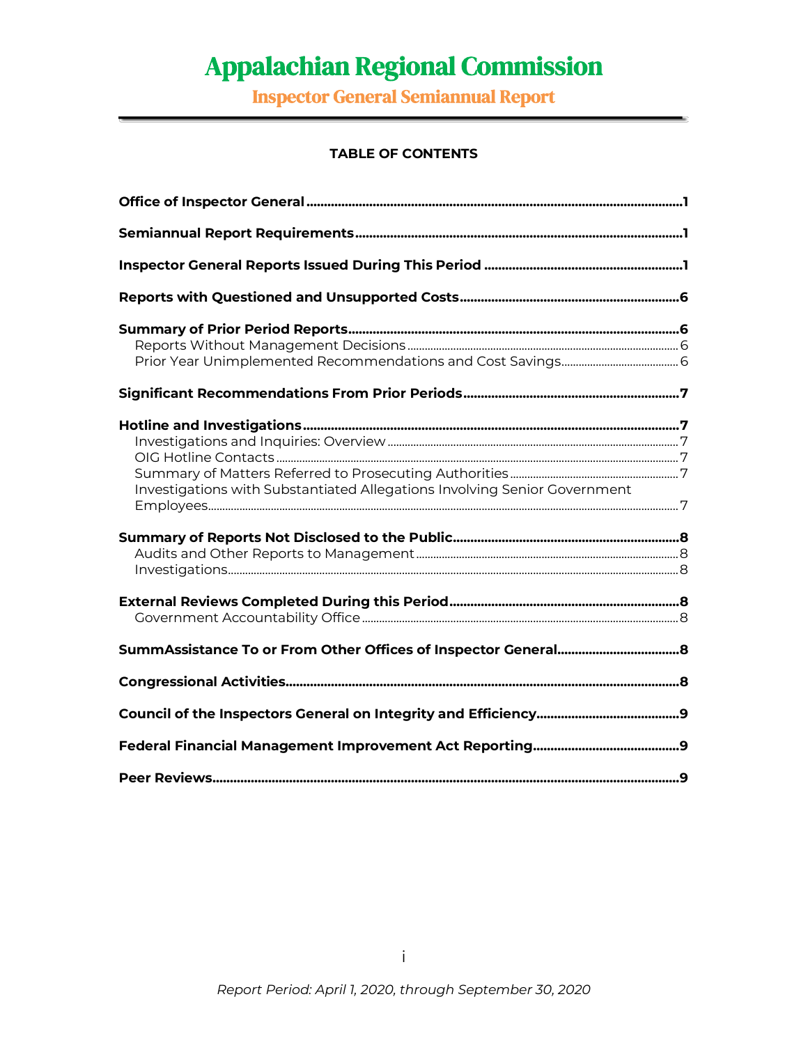# Appalachian Regional Commission

## Inspector General Semiannual Report

**TABLE OF CONTENTS**

**Office of Inspector General** .......... **1**

**Semiannual Report Requirements** .......... **1**

**Inspector General Reports Issued During This Period** .......... **1**

**Reports with Questioned and Unsupported Costs** .......... **6**

**Summary of Prior Period Reports** .......... **6**
- Reports Without Management Decisions .......... 6
- Prior Year Unimplemented Recommendations and Cost Savings .......... 6

**Significant Recommendations From Prior Periods** .......... **7**

**Hotline and Investigations** .......... **7**
- Investigations and Inquiries: Overview .......... 7
- OIG Hotline Contacts .......... 7
- Summary of Matters Referred to Prosecuting Authorities .......... 7
- Investigations with Substantiated Allegations Involving Senior Government Employees .......... 7

**Summary of Reports Not Disclosed to the Public** .......... **8**
- Audits and Other Reports to Management .......... 8
- Investigations .......... 8

**External Reviews Completed During this Period** .......... **8**
- Government Accountability Office .......... 8

**SummAssistance To or From Other Offices of Inspector General** .......... **8**

**Congressional Activities** .......... **8**

**Council of the Inspectors General on Integrity and Efficiency** .......... **9**

**Federal Financial Management Improvement Act Reporting** .......... **9**

**Peer Reviews** .......... **9**

*Report Period: April 1, 2020, through September 30, 2020*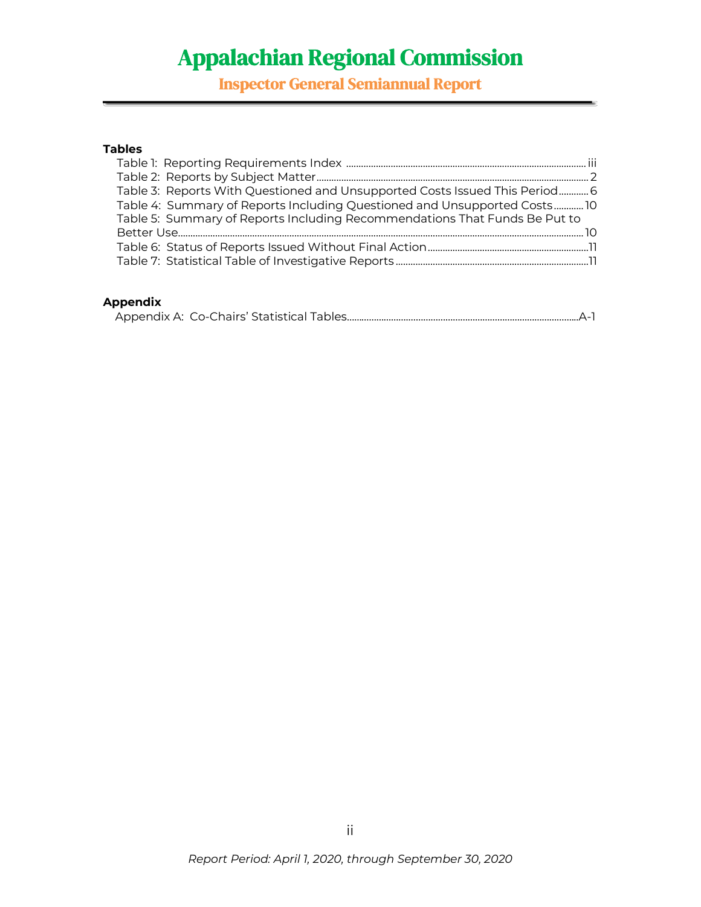**Tables**

Table 1: Reporting Requirements Index ..... iii
Table 2: Reports by Subject Matter ..... 2
Table 3: Reports With Questioned and Unsupported Costs Issued This Period ..... 6
Table 4: Summary of Reports Including Questioned and Unsupported Costs ..... 10
Table 5: Summary of Reports Including Recommendations That Funds Be Put to Better Use ..... 10
Table 6: Status of Reports Issued Without Final Action ..... 11
Table 7: Statistical Table of Investigative Reports ..... 11

**Appendix**

Appendix A: Co-Chairs' Statistical Tables ..... A-1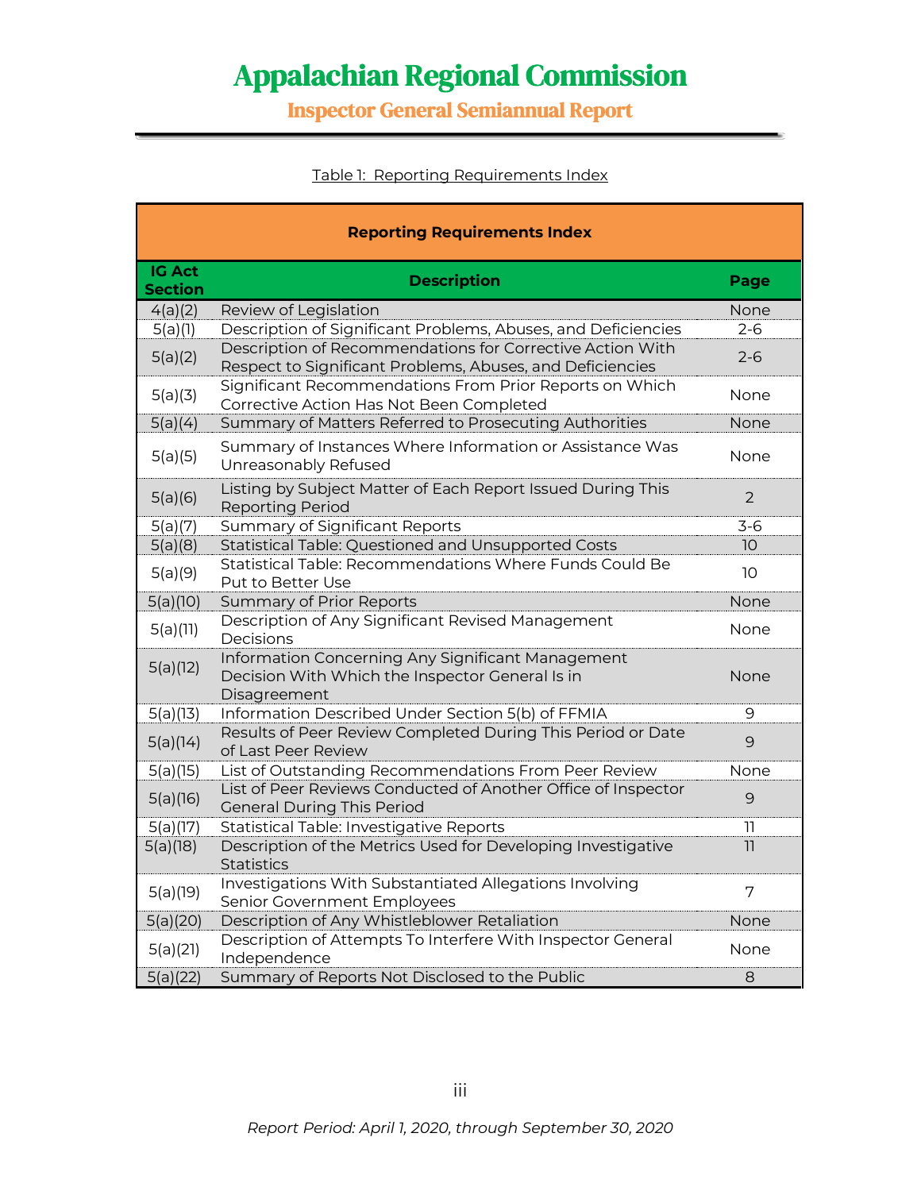Table 1: Reporting Requirements Index

| Reporting Requirements Index | | |
|---|---|---|
| **IG Act Section** | **Description** | **Page** |
| 4(a)(2) | Review of Legislation | None |
| 5(a)(1) | Description of Significant Problems, Abuses, and Deficiencies | 2-6 |
| 5(a)(2) | Description of Recommendations for Corrective Action With Respect to Significant Problems, Abuses, and Deficiencies | 2-6 |
| 5(a)(3) | Significant Recommendations From Prior Reports on Which Corrective Action Has Not Been Completed | None |
| 5(a)(4) | Summary of Matters Referred to Prosecuting Authorities | None |
| 5(a)(5) | Summary of Instances Where Information or Assistance Was Unreasonably Refused | None |
| 5(a)(6) | Listing by Subject Matter of Each Report Issued During This Reporting Period | 2 |
| 5(a)(7) | Summary of Significant Reports | 3-6 |
| 5(a)(8) | Statistical Table: Questioned and Unsupported Costs | 10 |
| 5(a)(9) | Statistical Table: Recommendations Where Funds Could Be Put to Better Use | 10 |
| 5(a)(10) | Summary of Prior Reports | None |
| 5(a)(11) | Description of Any Significant Revised Management Decisions | None |
| 5(a)(12) | Information Concerning Any Significant Management Decision With Which the Inspector General Is in Disagreement | None |
| 5(a)(13) | Information Described Under Section 5(b) of FFMIA | 9 |
| 5(a)(14) | Results of Peer Review Completed During This Period or Date of Last Peer Review | 9 |
| 5(a)(15) | List of Outstanding Recommendations From Peer Review | None |
| 5(a)(16) | List of Peer Reviews Conducted of Another Office of Inspector General During This Period | 9 |
| 5(a)(17) | Statistical Table: Investigative Reports | 11 |
| 5(a)(18) | Description of the Metrics Used for Developing Investigative Statistics | 11 |
| 5(a)(19) | Investigations With Substantiated Allegations Involving Senior Government Employees | 7 |
| 5(a)(20) | Description of Any Whistleblower Retaliation | None |
| 5(a)(21) | Description of Attempts To Interfere With Inspector General Independence | None |
| 5(a)(22) | Summary of Reports Not Disclosed to the Public | 8 |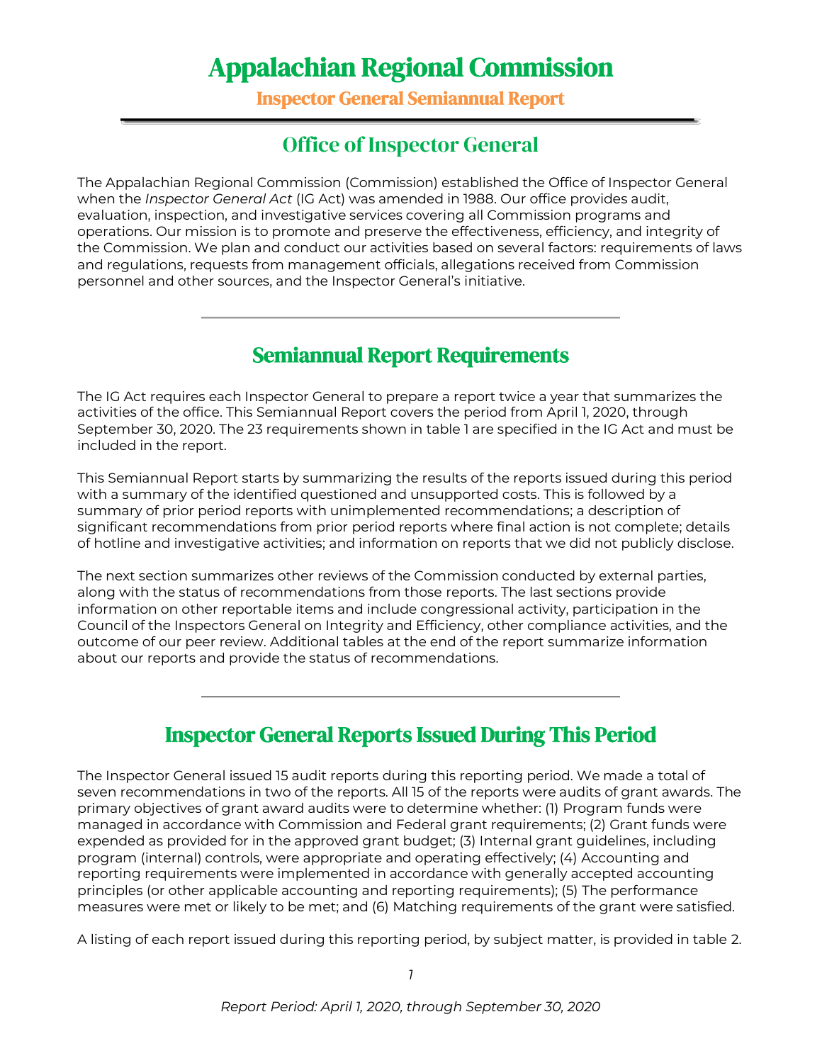# Appalachian Regional Commission

## Inspector General Semiannual Report

## Office of Inspector General

The Appalachian Regional Commission (Commission) established the Office of Inspector General when the *Inspector General Act* (IG Act) was amended in 1988. Our office provides audit, evaluation, inspection, and investigative services covering all Commission programs and operations. Our mission is to promote and preserve the effectiveness, efficiency, and integrity of the Commission. We plan and conduct our activities based on several factors: requirements of laws and regulations, requests from management officials, allegations received from Commission personnel and other sources, and the Inspector General's initiative.

## Semiannual Report Requirements

The IG Act requires each Inspector General to prepare a report twice a year that summarizes the activities of the office. This Semiannual Report covers the period from April 1, 2020, through September 30, 2020. The 23 requirements shown in table 1 are specified in the IG Act and must be included in the report.

This Semiannual Report starts by summarizing the results of the reports issued during this period with a summary of the identified questioned and unsupported costs. This is followed by a summary of prior period reports with unimplemented recommendations; a description of significant recommendations from prior period reports where final action is not complete; details of hotline and investigative activities; and information on reports that we did not publicly disclose.

The next section summarizes other reviews of the Commission conducted by external parties, along with the status of recommendations from those reports. The last sections provide information on other reportable items and include congressional activity, participation in the Council of the Inspectors General on Integrity and Efficiency, other compliance activities, and the outcome of our peer review. Additional tables at the end of the report summarize information about our reports and provide the status of recommendations.

## Inspector General Reports Issued During This Period

The Inspector General issued 15 audit reports during this reporting period. We made a total of seven recommendations in two of the reports. All 15 of the reports were audits of grant awards. The primary objectives of grant award audits were to determine whether: (1) Program funds were managed in accordance with Commission and Federal grant requirements; (2) Grant funds were expended as provided for in the approved grant budget; (3) Internal grant guidelines, including program (internal) controls, were appropriate and operating effectively; (4) Accounting and reporting requirements were implemented in accordance with generally accepted accounting principles (or other applicable accounting and reporting requirements); (5) The performance measures were met or likely to be met; and (6) Matching requirements of the grant were satisfied.

A listing of each report issued during this reporting period, by subject matter, is provided in table 2.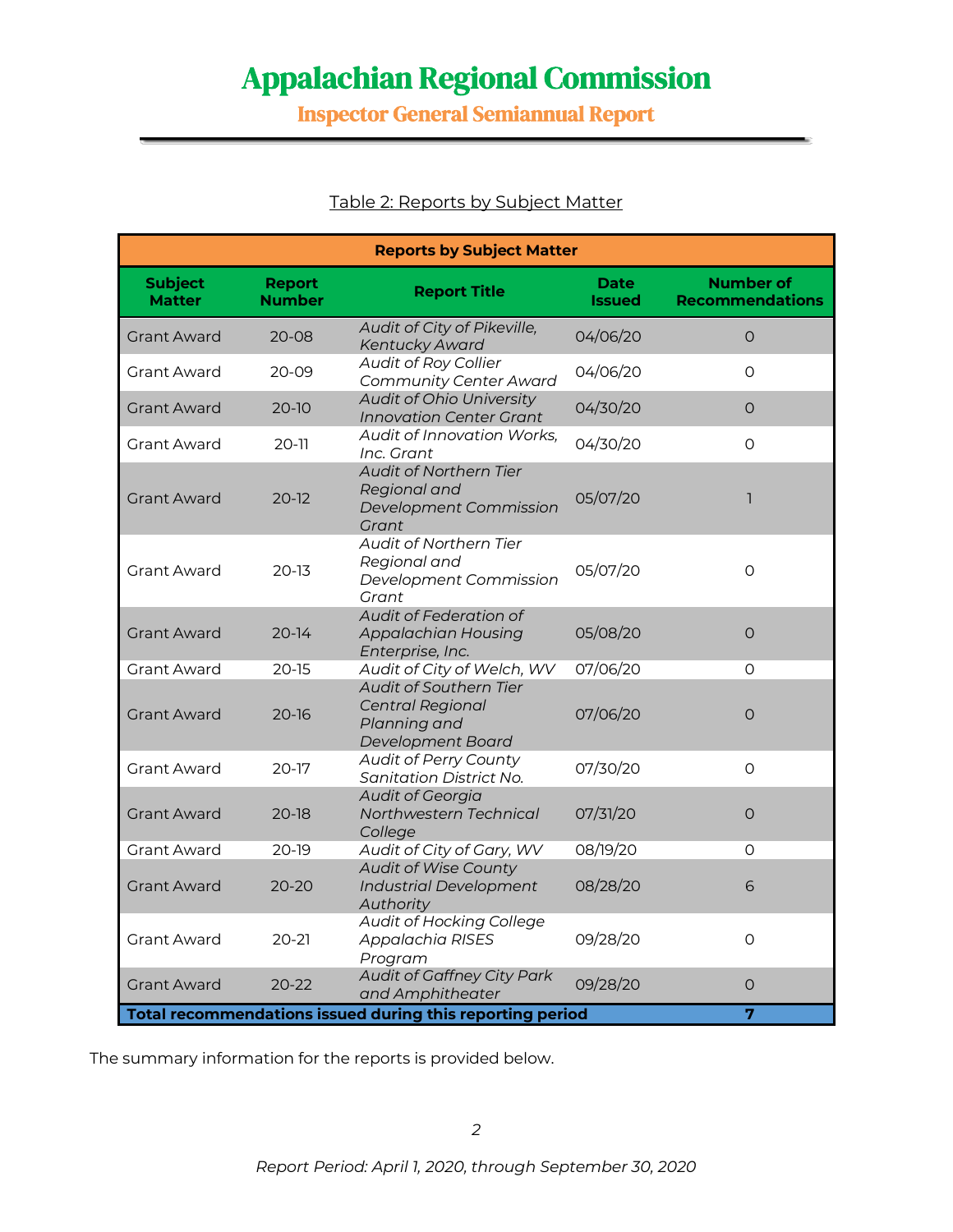Table 2: Reports by Subject Matter

| Reports by Subject Matter | | | | |
|---|---|---|---|---|
| **Subject Matter** | **Report Number** | **Report Title** | **Date Issued** | **Number of Recommendations** |
| Grant Award | 20-08 | *Audit of City of Pikeville, Kentucky Award* | 04/06/20 | 0 |
| Grant Award | 20-09 | *Audit of Roy Collier Community Center Award* | 04/06/20 | 0 |
| Grant Award | 20-10 | *Audit of Ohio University Innovation Center Grant* | 04/30/20 | 0 |
| Grant Award | 20-11 | *Audit of Innovation Works, Inc. Grant* | 04/30/20 | 0 |
| Grant Award | 20-12 | *Audit of Northern Tier Regional and Development Commission Grant* | 05/07/20 | 1 |
| Grant Award | 20-13 | *Audit of Northern Tier Regional and Development Commission Grant* | 05/07/20 | 0 |
| Grant Award | 20-14 | *Audit of Federation of Appalachian Housing Enterprise, Inc.* | 05/08/20 | 0 |
| Grant Award | 20-15 | *Audit of City of Welch, WV* | 07/06/20 | 0 |
| Grant Award | 20-16 | *Audit of Southern Tier Central Regional Planning and Development Board* | 07/06/20 | 0 |
| Grant Award | 20-17 | *Audit of Perry County Sanitation District No.* | 07/30/20 | 0 |
| Grant Award | 20-18 | *Audit of Georgia Northwestern Technical College* | 07/31/20 | 0 |
| Grant Award | 20-19 | *Audit of City of Gary, WV* | 08/19/20 | 0 |
| Grant Award | 20-20 | *Audit of Wise County Industrial Development Authority* | 08/28/20 | 6 |
| Grant Award | 20-21 | *Audit of Hocking College Appalachia RISES Program* | 09/28/20 | 0 |
| Grant Award | 20-22 | *Audit of Gaffney City Park and Amphitheater* | 09/28/20 | 0 |
| **Total recommendations issued during this reporting period** | | | | **7** |

The summary information for the reports is provided below.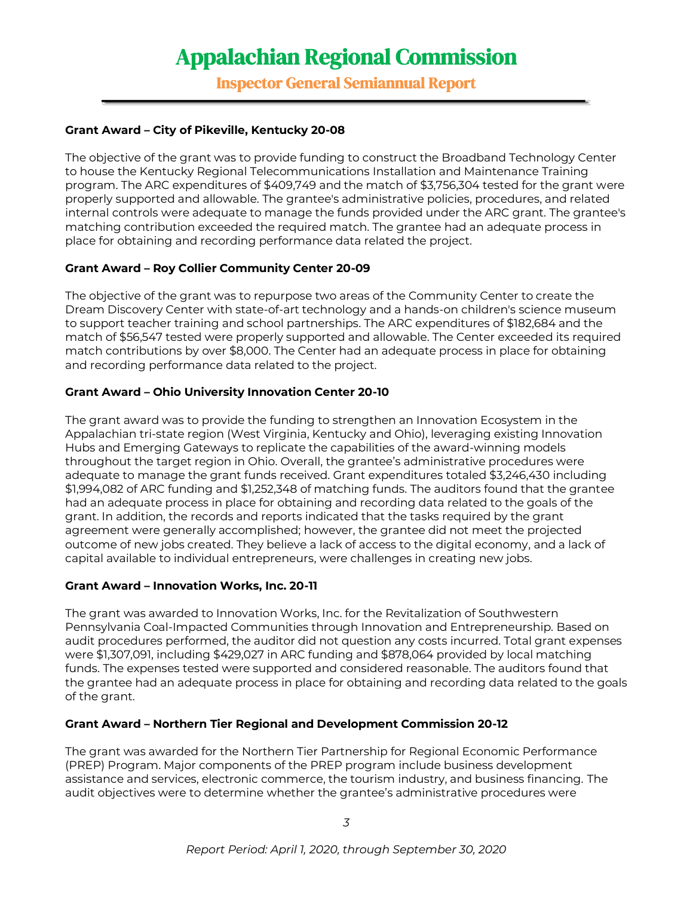### Grant Award – City of Pikeville, Kentucky 20-08

The objective of the grant was to provide funding to construct the Broadband Technology Center to house the Kentucky Regional Telecommunications Installation and Maintenance Training program. The ARC expenditures of $409,749 and the match of $3,756,304 tested for the grant were properly supported and allowable. The grantee's administrative policies, procedures, and related internal controls were adequate to manage the funds provided under the ARC grant. The grantee's matching contribution exceeded the required match. The grantee had an adequate process in place for obtaining and recording performance data related the project.

### Grant Award – Roy Collier Community Center 20-09

The objective of the grant was to repurpose two areas of the Community Center to create the Dream Discovery Center with state-of-art technology and a hands-on children's science museum to support teacher training and school partnerships. The ARC expenditures of $182,684 and the match of $56,547 tested were properly supported and allowable. The Center exceeded its required match contributions by over $8,000. The Center had an adequate process in place for obtaining and recording performance data related to the project.

### Grant Award – Ohio University Innovation Center 20-10

The grant award was to provide the funding to strengthen an Innovation Ecosystem in the Appalachian tri-state region (West Virginia, Kentucky and Ohio), leveraging existing Innovation Hubs and Emerging Gateways to replicate the capabilities of the award-winning models throughout the target region in Ohio. Overall, the grantee's administrative procedures were adequate to manage the grant funds received. Grant expenditures totaled $3,246,430 including $1,994,082 of ARC funding and $1,252,348 of matching funds. The auditors found that the grantee had an adequate process in place for obtaining and recording data related to the goals of the grant. In addition, the records and reports indicated that the tasks required by the grant agreement were generally accomplished; however, the grantee did not meet the projected outcome of new jobs created. They believe a lack of access to the digital economy, and a lack of capital available to individual entrepreneurs, were challenges in creating new jobs.

### Grant Award – Innovation Works, Inc. 20-11

The grant was awarded to Innovation Works, Inc. for the Revitalization of Southwestern Pennsylvania Coal-Impacted Communities through Innovation and Entrepreneurship. Based on audit procedures performed, the auditor did not question any costs incurred. Total grant expenses were $1,307,091, including $429,027 in ARC funding and $878,064 provided by local matching funds. The expenses tested were supported and considered reasonable. The auditors found that the grantee had an adequate process in place for obtaining and recording data related to the goals of the grant.

### Grant Award – Northern Tier Regional and Development Commission 20-12

The grant was awarded for the Northern Tier Partnership for Regional Economic Performance (PREP) Program. Major components of the PREP program include business development assistance and services, electronic commerce, the tourism industry, and business financing. The audit objectives were to determine whether the grantee's administrative procedures were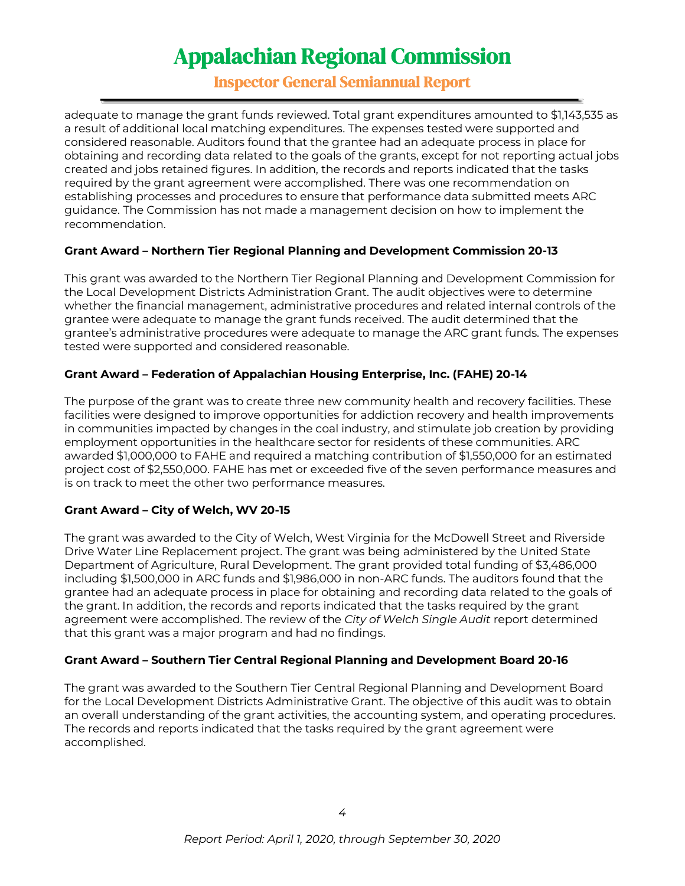adequate to manage the grant funds reviewed. Total grant expenditures amounted to $1,143,535 as a result of additional local matching expenditures. The expenses tested were supported and considered reasonable. Auditors found that the grantee had an adequate process in place for obtaining and recording data related to the goals of the grants, except for not reporting actual jobs created and jobs retained figures. In addition, the records and reports indicated that the tasks required by the grant agreement were accomplished. There was one recommendation on establishing processes and procedures to ensure that performance data submitted meets ARC guidance. The Commission has not made a management decision on how to implement the recommendation.

**Grant Award – Northern Tier Regional Planning and Development Commission 20-13**

This grant was awarded to the Northern Tier Regional Planning and Development Commission for the Local Development Districts Administration Grant. The audit objectives were to determine whether the financial management, administrative procedures and related internal controls of the grantee were adequate to manage the grant funds received. The audit determined that the grantee's administrative procedures were adequate to manage the ARC grant funds. The expenses tested were supported and considered reasonable.

**Grant Award – Federation of Appalachian Housing Enterprise, Inc. (FAHE) 20-14**

The purpose of the grant was to create three new community health and recovery facilities. These facilities were designed to improve opportunities for addiction recovery and health improvements in communities impacted by changes in the coal industry, and stimulate job creation by providing employment opportunities in the healthcare sector for residents of these communities. ARC awarded $1,000,000 to FAHE and required a matching contribution of $1,550,000 for an estimated project cost of $2,550,000. FAHE has met or exceeded five of the seven performance measures and is on track to meet the other two performance measures.

**Grant Award – City of Welch, WV 20-15**

The grant was awarded to the City of Welch, West Virginia for the McDowell Street and Riverside Drive Water Line Replacement project. The grant was being administered by the United State Department of Agriculture, Rural Development. The grant provided total funding of $3,486,000 including $1,500,000 in ARC funds and $1,986,000 in non-ARC funds. The auditors found that the grantee had an adequate process in place for obtaining and recording data related to the goals of the grant. In addition, the records and reports indicated that the tasks required by the grant agreement were accomplished. The review of the *City of Welch Single Audit* report determined that this grant was a major program and had no findings.

**Grant Award – Southern Tier Central Regional Planning and Development Board 20-16**

The grant was awarded to the Southern Tier Central Regional Planning and Development Board for the Local Development Districts Administrative Grant. The objective of this audit was to obtain an overall understanding of the grant activities, the accounting system, and operating procedures. The records and reports indicated that the tasks required by the grant agreement were accomplished.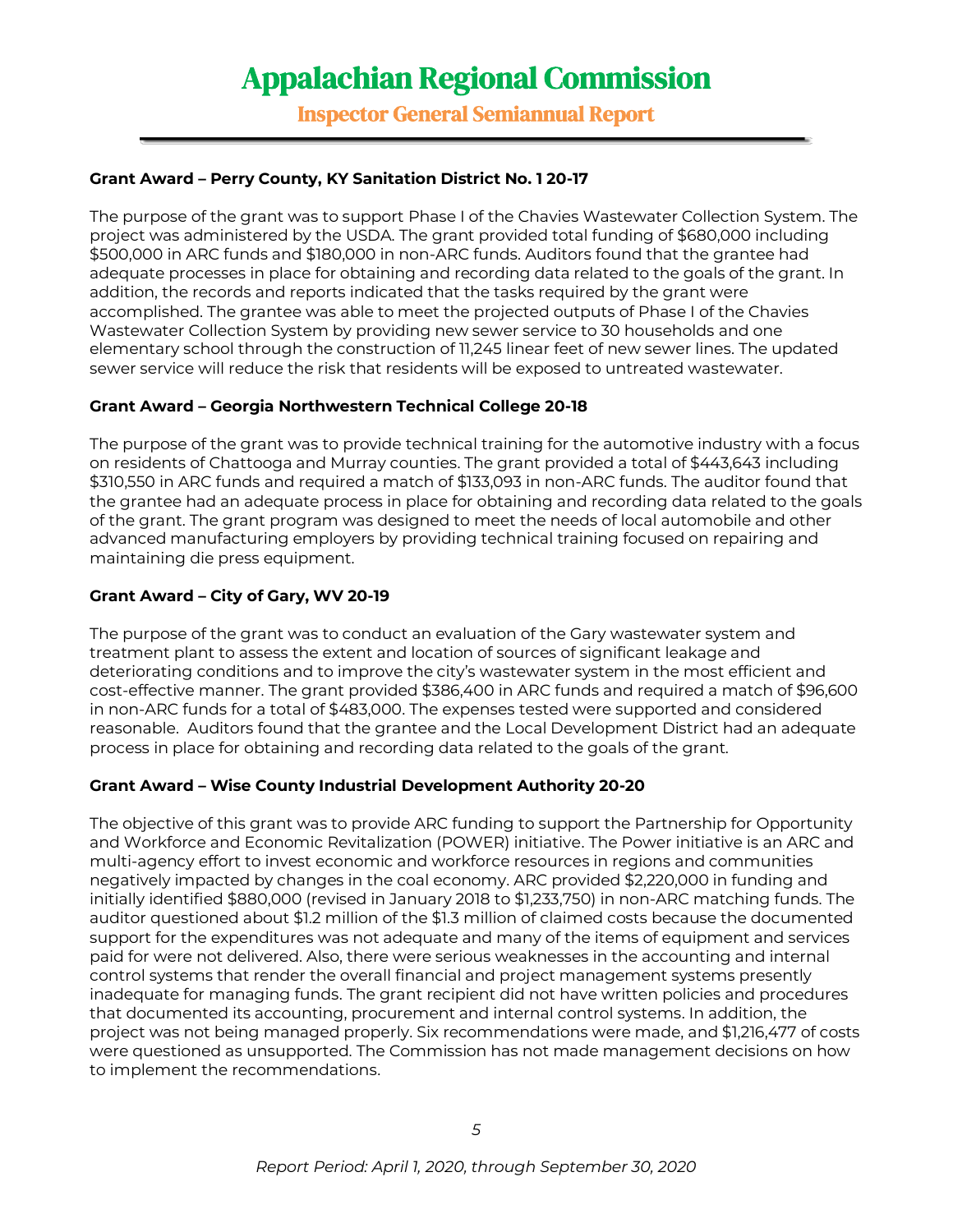**Grant Award – Perry County, KY Sanitation District No. 1 20-17**

The purpose of the grant was to support Phase I of the Chavies Wastewater Collection System. The project was administered by the USDA. The grant provided total funding of $680,000 including $500,000 in ARC funds and $180,000 in non-ARC funds. Auditors found that the grantee had adequate processes in place for obtaining and recording data related to the goals of the grant. In addition, the records and reports indicated that the tasks required by the grant were accomplished. The grantee was able to meet the projected outputs of Phase I of the Chavies Wastewater Collection System by providing new sewer service to 30 households and one elementary school through the construction of 11,245 linear feet of new sewer lines. The updated sewer service will reduce the risk that residents will be exposed to untreated wastewater.

**Grant Award – Georgia Northwestern Technical College 20-18**

The purpose of the grant was to provide technical training for the automotive industry with a focus on residents of Chattooga and Murray counties. The grant provided a total of $443,643 including $310,550 in ARC funds and required a match of $133,093 in non-ARC funds. The auditor found that the grantee had an adequate process in place for obtaining and recording data related to the goals of the grant. The grant program was designed to meet the needs of local automobile and other advanced manufacturing employers by providing technical training focused on repairing and maintaining die press equipment.

**Grant Award – City of Gary, WV 20-19**

The purpose of the grant was to conduct an evaluation of the Gary wastewater system and treatment plant to assess the extent and location of sources of significant leakage and deteriorating conditions and to improve the city's wastewater system in the most efficient and cost-effective manner. The grant provided $386,400 in ARC funds and required a match of $96,600 in non-ARC funds for a total of $483,000. The expenses tested were supported and considered reasonable. Auditors found that the grantee and the Local Development District had an adequate process in place for obtaining and recording data related to the goals of the grant.

**Grant Award – Wise County Industrial Development Authority 20-20**

The objective of this grant was to provide ARC funding to support the Partnership for Opportunity and Workforce and Economic Revitalization (POWER) initiative. The Power initiative is an ARC and multi-agency effort to invest economic and workforce resources in regions and communities negatively impacted by changes in the coal economy. ARC provided $2,220,000 in funding and initially identified $880,000 (revised in January 2018 to $1,233,750) in non-ARC matching funds. The auditor questioned about $1.2 million of the $1.3 million of claimed costs because the documented support for the expenditures was not adequate and many of the items of equipment and services paid for were not delivered. Also, there were serious weaknesses in the accounting and internal control systems that render the overall financial and project management systems presently inadequate for managing funds. The grant recipient did not have written policies and procedures that documented its accounting, procurement and internal control systems. In addition, the project was not being managed properly. Six recommendations were made, and $1,216,477 of costs were questioned as unsupported. The Commission has not made management decisions on how to implement the recommendations.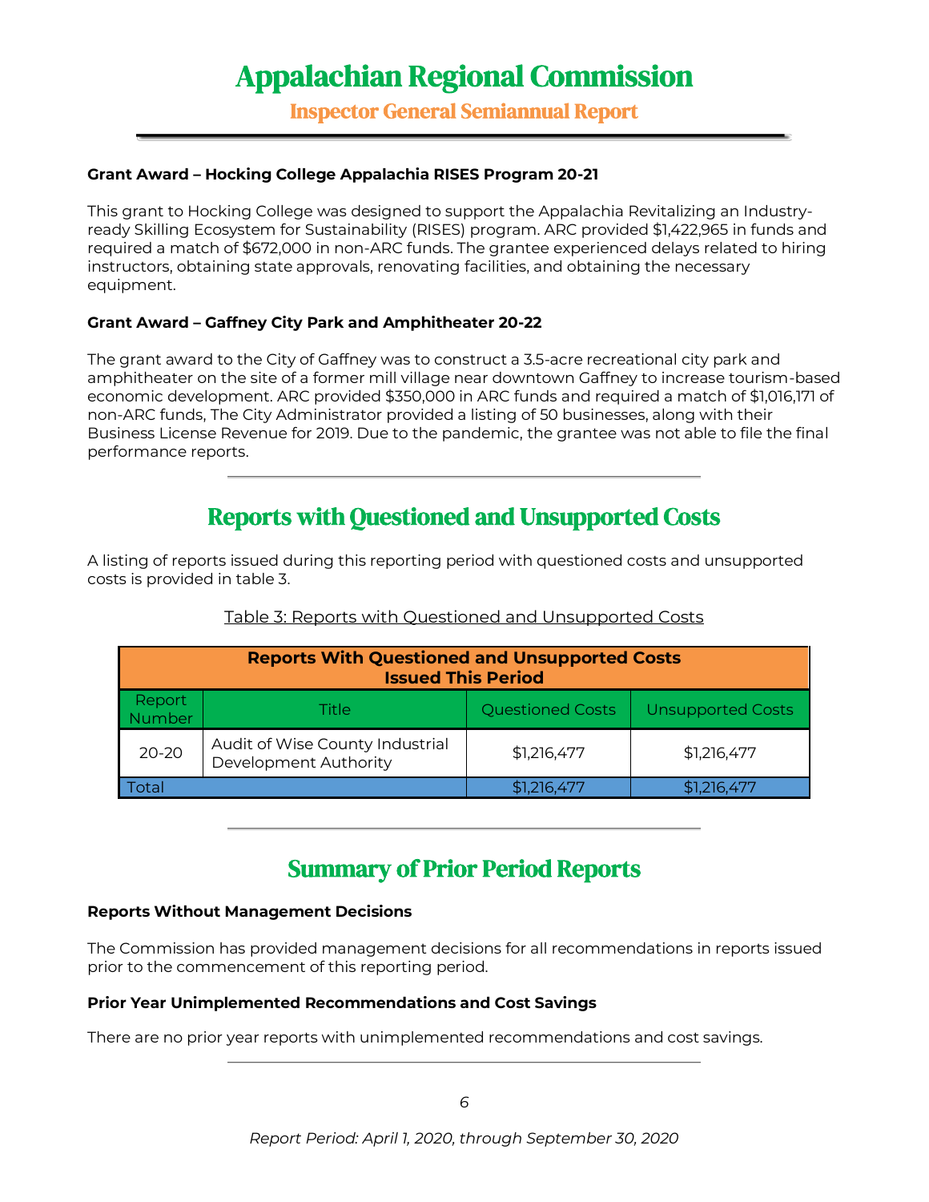**Grant Award – Hocking College Appalachia RISES Program 20-21**

This grant to Hocking College was designed to support the Appalachia Revitalizing an Industry-ready Skilling Ecosystem for Sustainability (RISES) program. ARC provided $1,422,965 in funds and required a match of $672,000 in non-ARC funds. The grantee experienced delays related to hiring instructors, obtaining state approvals, renovating facilities, and obtaining the necessary equipment.

**Grant Award – Gaffney City Park and Amphitheater 20-22**

The grant award to the City of Gaffney was to construct a 3.5-acre recreational city park and amphitheater on the site of a former mill village near downtown Gaffney to increase tourism-based economic development. ARC provided $350,000 in ARC funds and required a match of $1,016,171 of non-ARC funds, The City Administrator provided a listing of 50 businesses, along with their Business License Revenue for 2019. Due to the pandemic, the grantee was not able to file the final performance reports.

## Reports with Questioned and Unsupported Costs

A listing of reports issued during this reporting period with questioned costs and unsupported costs is provided in table 3.

Table 3: Reports with Questioned and Unsupported Costs

| Reports With Questioned and Unsupported Costs Issued This Period | | | |
|---|---|---|---|
| Report Number | Title | Questioned Costs | Unsupported Costs |
| 20-20 | Audit of Wise County Industrial Development Authority | $1,216,477 | $1,216,477 |
| Total | | $1,216,477 | $1,216,477 |

## Summary of Prior Period Reports

**Reports Without Management Decisions**

The Commission has provided management decisions for all recommendations in reports issued prior to the commencement of this reporting period.

**Prior Year Unimplemented Recommendations and Cost Savings**

There are no prior year reports with unimplemented recommendations and cost savings.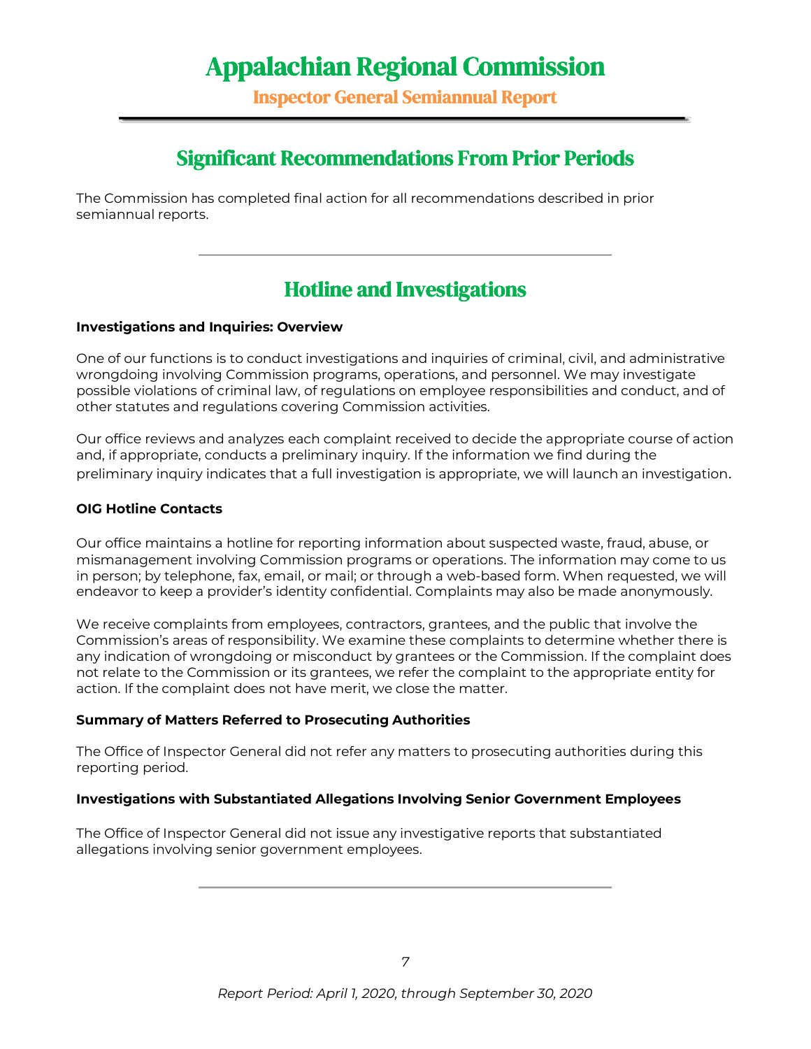## Significant Recommendations From Prior Periods

The Commission has completed final action for all recommendations described in prior semiannual reports.

---

## Hotline and Investigations

**Investigations and Inquiries: Overview**

One of our functions is to conduct investigations and inquiries of criminal, civil, and administrative wrongdoing involving Commission programs, operations, and personnel. We may investigate possible violations of criminal law, of regulations on employee responsibilities and conduct, and of other statutes and regulations covering Commission activities.

Our office reviews and analyzes each complaint received to decide the appropriate course of action and, if appropriate, conducts a preliminary inquiry. If the information we find during the preliminary inquiry indicates that a full investigation is appropriate, we will launch an investigation.

**OIG Hotline Contacts**

Our office maintains a hotline for reporting information about suspected waste, fraud, abuse, or mismanagement involving Commission programs or operations. The information may come to us in person; by telephone, fax, email, or mail; or through a web-based form. When requested, we will endeavor to keep a provider's identity confidential. Complaints may also be made anonymously.

We receive complaints from employees, contractors, grantees, and the public that involve the Commission's areas of responsibility. We examine these complaints to determine whether there is any indication of wrongdoing or misconduct by grantees or the Commission. If the complaint does not relate to the Commission or its grantees, we refer the complaint to the appropriate entity for action. If the complaint does not have merit, we close the matter.

**Summary of Matters Referred to Prosecuting Authorities**

The Office of Inspector General did not refer any matters to prosecuting authorities during this reporting period.

**Investigations with Substantiated Allegations Involving Senior Government Employees**

The Office of Inspector General did not issue any investigative reports that substantiated allegations involving senior government employees.

---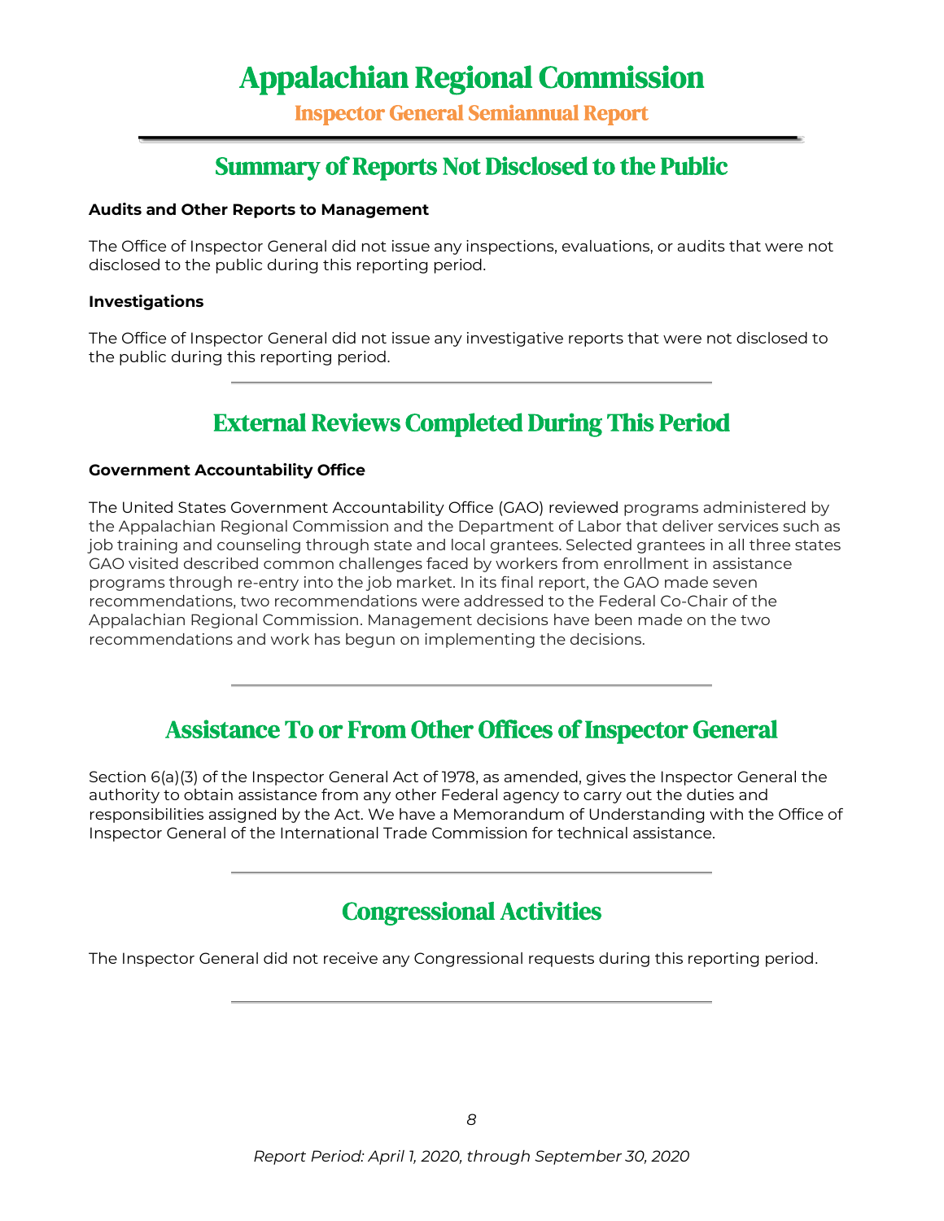## Summary of Reports Not Disclosed to the Public

**Audits and Other Reports to Management**

The Office of Inspector General did not issue any inspections, evaluations, or audits that were not disclosed to the public during this reporting period.

**Investigations**

The Office of Inspector General did not issue any investigative reports that were not disclosed to the public during this reporting period.

## External Reviews Completed During This Period

**Government Accountability Office**

The United States Government Accountability Office (GAO) reviewed programs administered by the Appalachian Regional Commission and the Department of Labor that deliver services such as job training and counseling through state and local grantees. Selected grantees in all three states GAO visited described common challenges faced by workers from enrollment in assistance programs through re-entry into the job market. In its final report, the GAO made seven recommendations, two recommendations were addressed to the Federal Co-Chair of the Appalachian Regional Commission. Management decisions have been made on the two recommendations and work has begun on implementing the decisions.

## Assistance To or From Other Offices of Inspector General

Section 6(a)(3) of the Inspector General Act of 1978, as amended, gives the Inspector General the authority to obtain assistance from any other Federal agency to carry out the duties and responsibilities assigned by the Act. We have a Memorandum of Understanding with the Office of Inspector General of the International Trade Commission for technical assistance.

## Congressional Activities

The Inspector General did not receive any Congressional requests during this reporting period.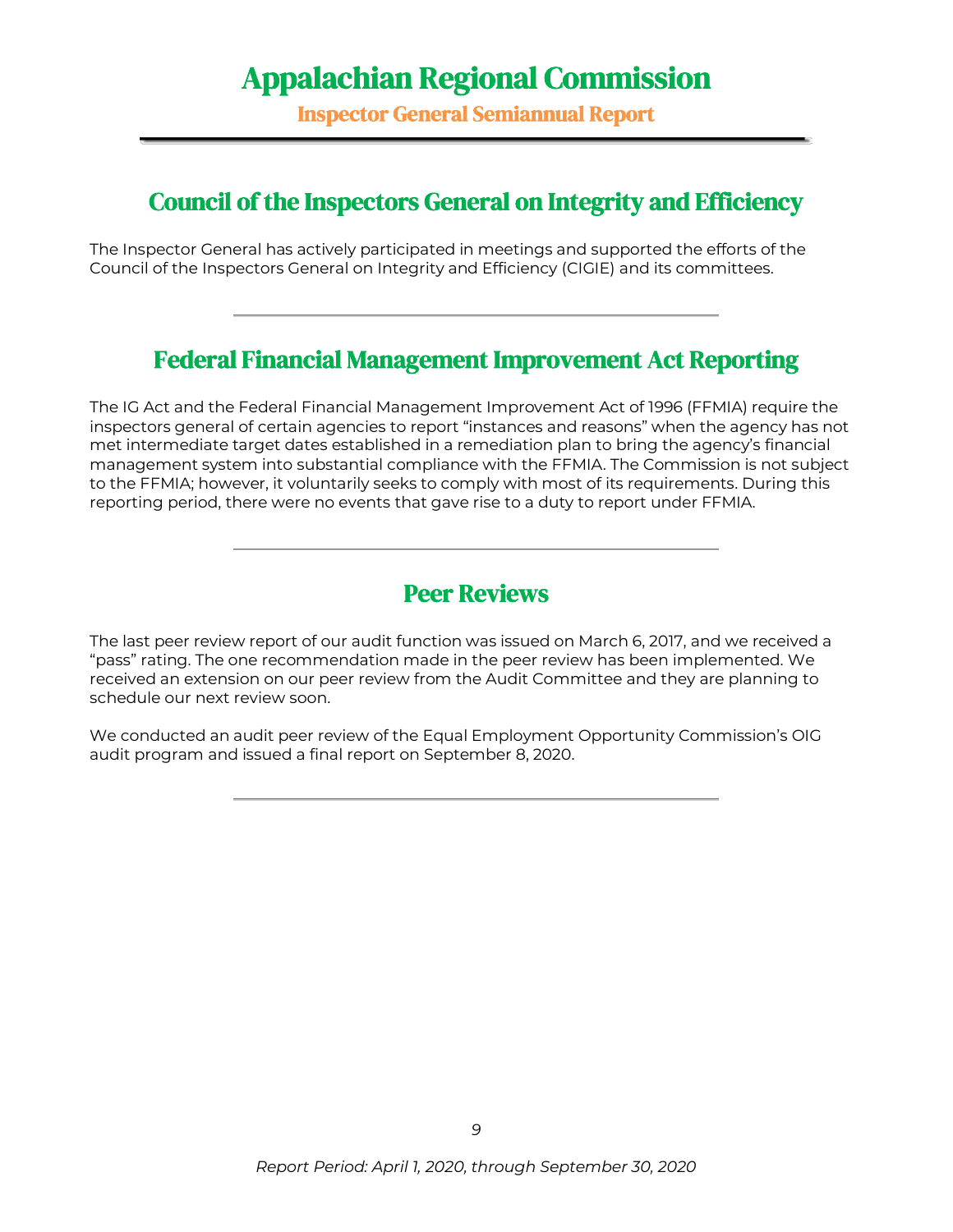## Council of the Inspectors General on Integrity and Efficiency

The Inspector General has actively participated in meetings and supported the efforts of the Council of the Inspectors General on Integrity and Efficiency (CIGIE) and its committees.

---

## Federal Financial Management Improvement Act Reporting

The IG Act and the Federal Financial Management Improvement Act of 1996 (FFMIA) require the inspectors general of certain agencies to report "instances and reasons" when the agency has not met intermediate target dates established in a remediation plan to bring the agency's financial management system into substantial compliance with the FFMIA. The Commission is not subject to the FFMIA; however, it voluntarily seeks to comply with most of its requirements. During this reporting period, there were no events that gave rise to a duty to report under FFMIA.

---

## Peer Reviews

The last peer review report of our audit function was issued on March 6, 2017, and we received a "pass" rating. The one recommendation made in the peer review has been implemented. We received an extension on our peer review from the Audit Committee and they are planning to schedule our next review soon.

We conducted an audit peer review of the Equal Employment Opportunity Commission's OIG audit program and issued a final report on September 8, 2020.

---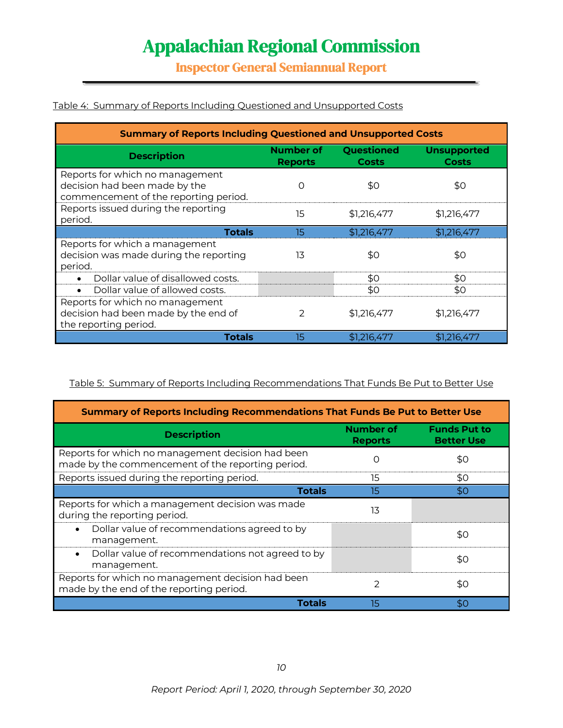Table 4: Summary of Reports Including Questioned and Unsupported Costs

| Summary of Reports Including Questioned and Unsupported Costs | | | |
|---|---|---|---|
| **Description** | **Number of Reports** | **Questioned Costs** | **Unsupported Costs** |
| Reports for which no management decision had been made by the commencement of the reporting period. | 0 | $0 | $0 |
| Reports issued during the reporting period. | 15 | $1,216,477 | $1,216,477 |
| **Totals** | 15 | $1,216,477 | $1,216,477 |
| Reports for which a management decision was made during the reporting period. | 13 | $0 | $0 |
| • Dollar value of disallowed costs. | | $0 | $0 |
| • Dollar value of allowed costs. | | $0 | $0 |
| Reports for which no management decision had been made by the end of the reporting period. | 2 | $1,216,477 | $1,216,477 |
| **Totals** | 15 | $1,216,477 | $1,216,477 |

Table 5: Summary of Reports Including Recommendations That Funds Be Put to Better Use

| Summary of Reports Including Recommendations That Funds Be Put to Better Use | | |
|---|---|---|
| **Description** | **Number of Reports** | **Funds Put to Better Use** |
| Reports for which no management decision had been made by the commencement of the reporting period. | 0 | $0 |
| Reports issued during the reporting period. | 15 | $0 |
| **Totals** | 15 | $0 |
| Reports for which a management decision was made during the reporting period. | 13 | |
| • Dollar value of recommendations agreed to by management. | | $0 |
| • Dollar value of recommendations not agreed to by management. | | $0 |
| Reports for which no management decision had been made by the end of the reporting period. | 2 | $0 |
| **Totals** | 15 | $0 |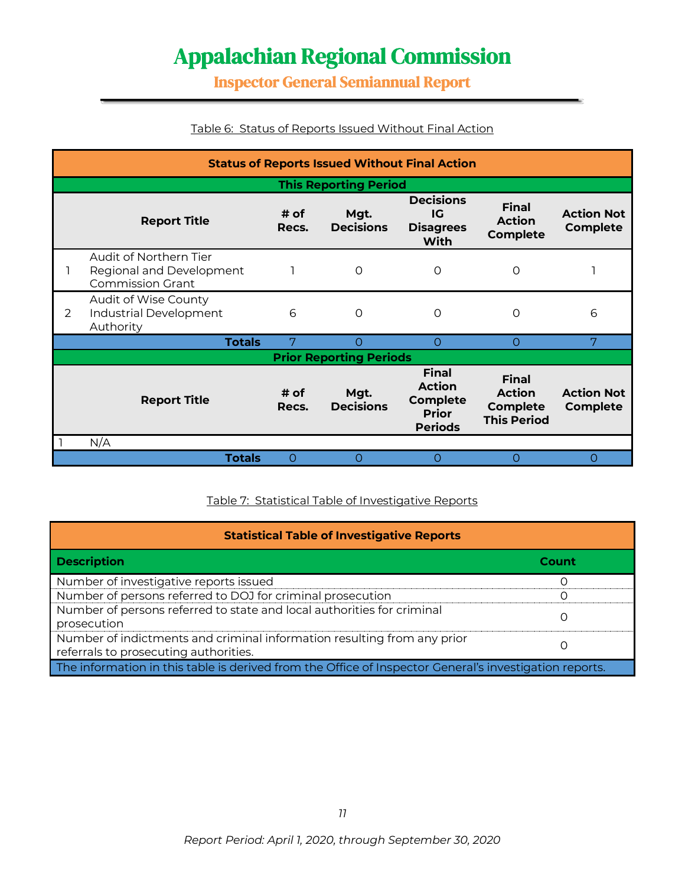Table 6: Status of Reports Issued Without Final Action

| Status of Reports Issued Without Final Action | | | | | | |
|---|---|---|---|---|---|---|
| **This Reporting Period** | | | | | | |
| | **Report Title** | **# of Recs.** | **Mgt. Decisions** | **Decisions IG Disagrees With** | **Final Action Complete** | **Action Not Complete** |
| 1 | Audit of Northern Tier Regional and Development Commission Grant | 1 | 0 | 0 | 0 | 1 |
| 2 | Audit of Wise County Industrial Development Authority | 6 | 0 | 0 | 0 | 6 |
| | **Totals** | 7 | 0 | 0 | 0 | 7 |
| **Prior Reporting Periods** | | | | | | |
| | **Report Title** | **# of Recs.** | **Mgt. Decisions** | **Final Action Complete Prior Periods** | **Final Action Complete This Period** | **Action Not Complete** |
| 1 | N/A | | | | | |
| | **Totals** | 0 | 0 | 0 | 0 | 0 |

Table 7: Statistical Table of Investigative Reports

| Statistical Table of Investigative Reports | |
|---|---|
| **Description** | **Count** |
| Number of investigative reports issued | 0 |
| Number of persons referred to DOJ for criminal prosecution | 0 |
| Number of persons referred to state and local authorities for criminal prosecution | 0 |
| Number of indictments and criminal information resulting from any prior referrals to prosecuting authorities. | 0 |
| The information in this table is derived from the Office of Inspector General's investigation reports. | |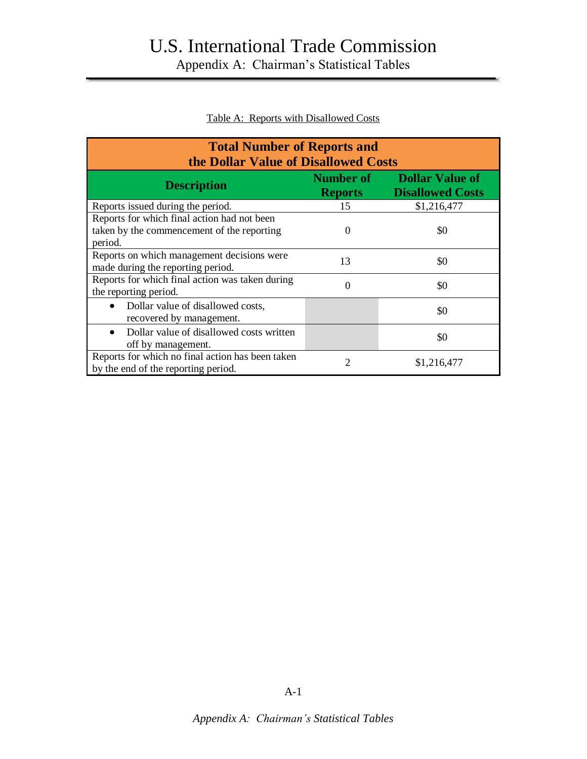# U.S. International Trade Commission

## Appendix A: Chairman's Statistical Tables

Table A: Reports with Disallowed Costs

| Total Number of Reports and the Dollar Value of Disallowed Costs | | |
|---|---|---|
| **Description** | **Number of Reports** | **Dollar Value of Disallowed Costs** |
| Reports issued during the period. | 15 | $1,216,477 |
| Reports for which final action had not been taken by the commencement of the reporting period. | 0 | $0 |
| Reports on which management decisions were made during the reporting period. | 13 | $0 |
| Reports for which final action was taken during the reporting period. | 0 | $0 |
| • Dollar value of disallowed costs, recovered by management. | | $0 |
| • Dollar value of disallowed costs written off by management. | | $0 |
| Reports for which no final action has been taken by the end of the reporting period. | 2 | $1,216,477 |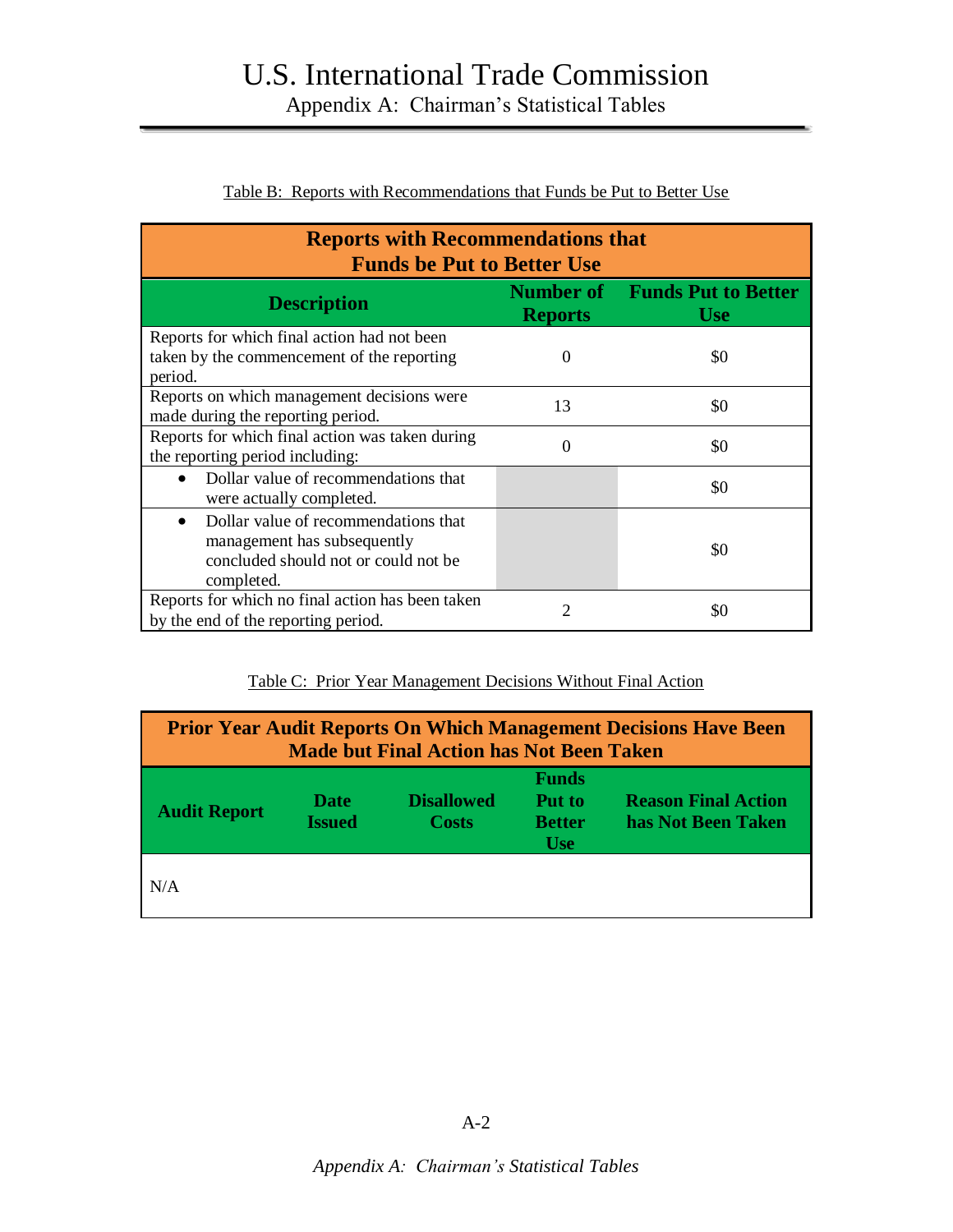Table B: Reports with Recommendations that Funds be Put to Better Use

| Reports with Recommendations that Funds be Put to Better Use | | |
|---|---|---|
| **Description** | **Number of Reports** | **Funds Put to Better Use** |
| Reports for which final action had not been taken by the commencement of the reporting period. | 0 | $0 |
| Reports on which management decisions were made during the reporting period. | 13 | $0 |
| Reports for which final action was taken during the reporting period including: | 0 | $0 |
| • Dollar value of recommendations that were actually completed. | | $0 |
| • Dollar value of recommendations that management has subsequently concluded should not or could not be completed. | | $0 |
| Reports for which no final action has been taken by the end of the reporting period. | 2 | $0 |

Table C: Prior Year Management Decisions Without Final Action

| Prior Year Audit Reports On Which Management Decisions Have Been Made but Final Action has Not Been Taken | | | | |
|---|---|---|---|---|
| **Audit Report** | **Date Issued** | **Disallowed Costs** | **Funds Put to Better Use** | **Reason Final Action has Not Been Taken** |
| N/A | | | | |